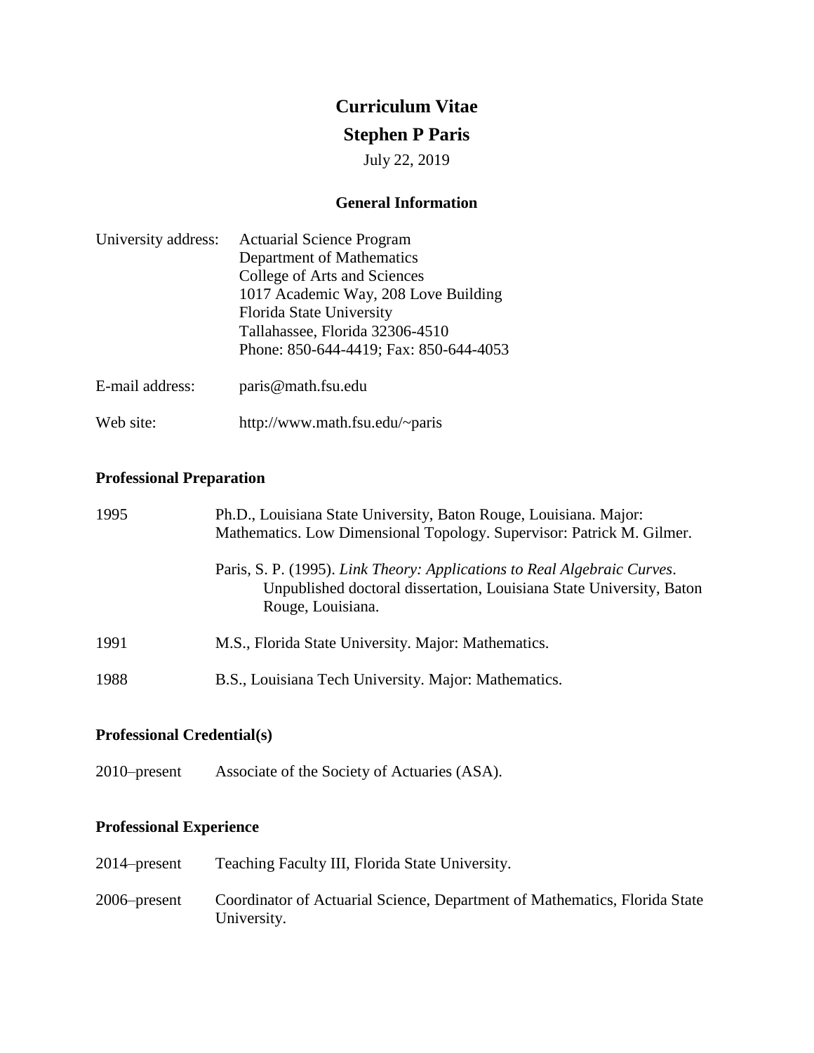# Curriculum Vitae

# Stephen P Paris

July 22, 2019

## General Information

University address: Actuarial Science Program
Department of Mathematics
College of Arts and Sciences
1017 Academic Way, 208 Love Building
Florida State University
Tallahassee, Florida 32306-4510
Phone: 850-644-4419; Fax: 850-644-4053

E-mail address: paris@math.fsu.edu

Web site: http://www.math.fsu.edu/~paris

## Professional Preparation

1995 Ph.D., Louisiana State University, Baton Rouge, Louisiana. Major: Mathematics. Low Dimensional Topology. Supervisor: Patrick M. Gilmer.

Paris, S. P. (1995). *Link Theory: Applications to Real Algebraic Curves*. Unpublished doctoral dissertation, Louisiana State University, Baton Rouge, Louisiana.

1991 M.S., Florida State University. Major: Mathematics.

1988 B.S., Louisiana Tech University. Major: Mathematics.

## Professional Credential(s)

2010–present Associate of the Society of Actuaries (ASA).

## Professional Experience

2014–present Teaching Faculty III, Florida State University.

2006–present Coordinator of Actuarial Science, Department of Mathematics, Florida State University.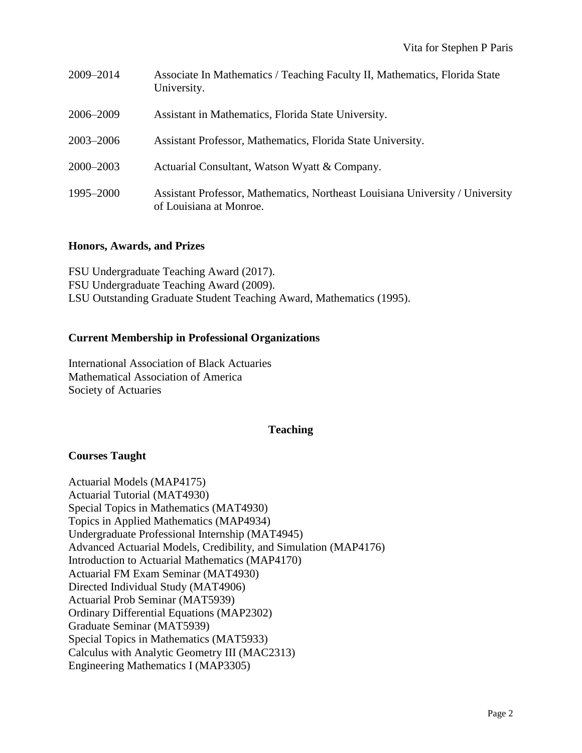| | |
|---|---|
| 2009–2014 | Associate In Mathematics / Teaching Faculty II, Mathematics, Florida State University. |
| 2006–2009 | Assistant in Mathematics, Florida State University. |
| 2003–2006 | Assistant Professor, Mathematics, Florida State University. |
| 2000–2003 | Actuarial Consultant, Watson Wyatt & Company. |
| 1995–2000 | Assistant Professor, Mathematics, Northeast Louisiana University / University of Louisiana at Monroe. |

## Honors, Awards, and Prizes

FSU Undergraduate Teaching Award (2017).
FSU Undergraduate Teaching Award (2009).
LSU Outstanding Graduate Student Teaching Award, Mathematics (1995).

## Current Membership in Professional Organizations

International Association of Black Actuaries
Mathematical Association of America
Society of Actuaries

# Teaching

## Courses Taught

Actuarial Models (MAP4175)
Actuarial Tutorial (MAT4930)
Special Topics in Mathematics (MAT4930)
Topics in Applied Mathematics (MAP4934)
Undergraduate Professional Internship (MAT4945)
Advanced Actuarial Models, Credibility, and Simulation (MAP4176)
Introduction to Actuarial Mathematics (MAP4170)
Actuarial FM Exam Seminar (MAT4930)
Directed Individual Study (MAT4906)
Actuarial Prob Seminar (MAT5939)
Ordinary Differential Equations (MAP2302)
Graduate Seminar (MAT5939)
Special Topics in Mathematics (MAT5933)
Calculus with Analytic Geometry III (MAC2313)
Engineering Mathematics I (MAP3305)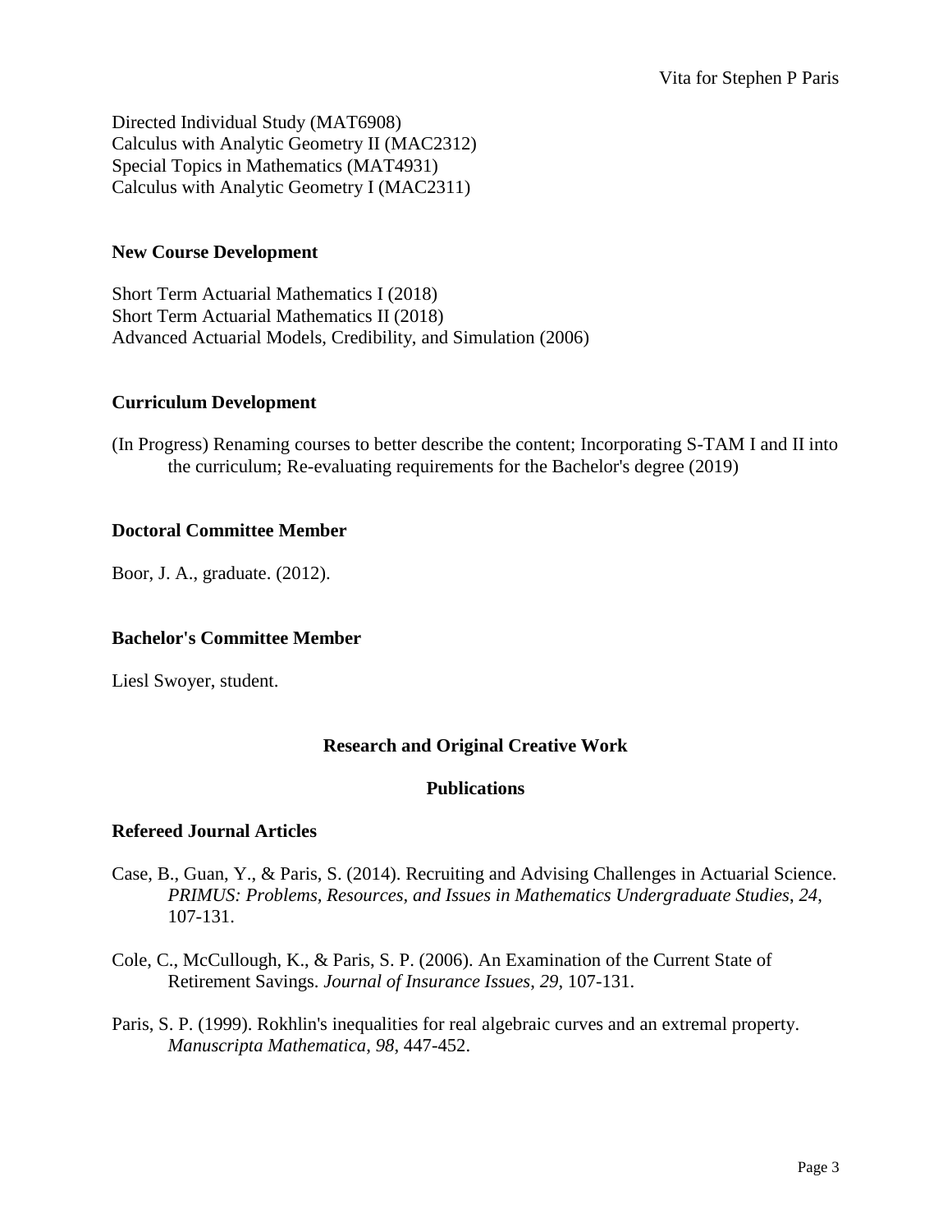Directed Individual Study (MAT6908)
Calculus with Analytic Geometry II (MAC2312)
Special Topics in Mathematics (MAT4931)
Calculus with Analytic Geometry I (MAC2311)

### New Course Development

Short Term Actuarial Mathematics I (2018)
Short Term Actuarial Mathematics II (2018)
Advanced Actuarial Models, Credibility, and Simulation (2006)

### Curriculum Development

(In Progress) Renaming courses to better describe the content; Incorporating S-TAM I and II into the curriculum; Re-evaluating requirements for the Bachelor's degree (2019)

### Doctoral Committee Member

Boor, J. A., graduate. (2012).

### Bachelor's Committee Member

Liesl Swoyer, student.

## Research and Original Creative Work

## Publications

### Refereed Journal Articles

Case, B., Guan, Y., & Paris, S. (2014). Recruiting and Advising Challenges in Actuarial Science. *PRIMUS: Problems, Resources, and Issues in Mathematics Undergraduate Studies*, *24*, 107-131.

Cole, C., McCullough, K., & Paris, S. P. (2006). An Examination of the Current State of Retirement Savings. *Journal of Insurance Issues*, *29*, 107-131.

Paris, S. P. (1999). Rokhlin's inequalities for real algebraic curves and an extremal property. *Manuscripta Mathematica*, *98*, 447-452.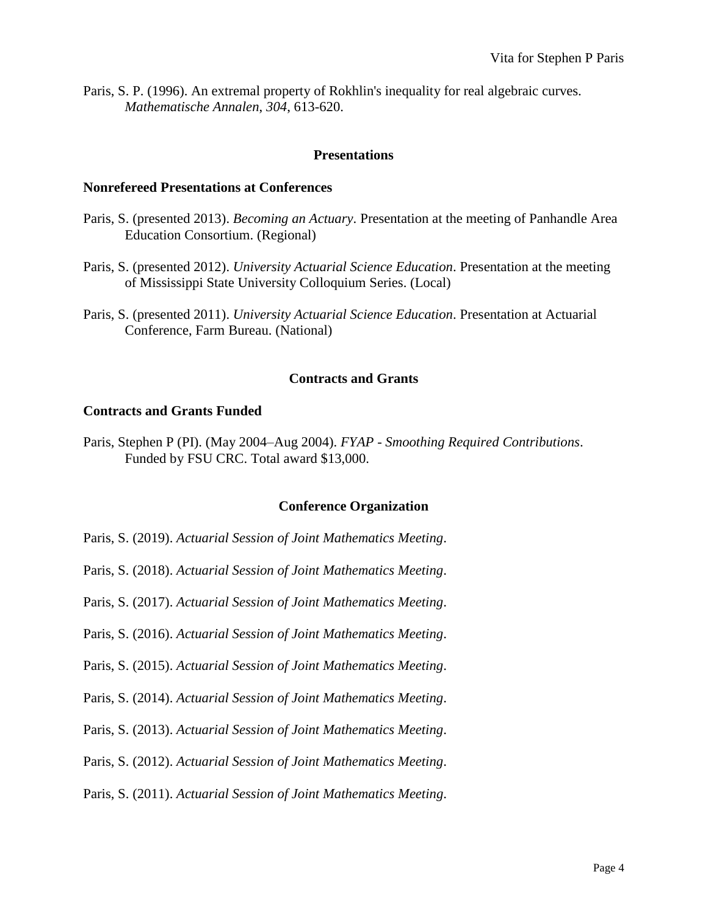Paris, S. P. (1996). An extremal property of Rokhlin's inequality for real algebraic curves. *Mathematische Annalen*, *304*, 613-620.

## Presentations

### Nonrefereed Presentations at Conferences

Paris, S. (presented 2013). *Becoming an Actuary*. Presentation at the meeting of Panhandle Area Education Consortium. (Regional)

Paris, S. (presented 2012). *University Actuarial Science Education*. Presentation at the meeting of Mississippi State University Colloquium Series. (Local)

Paris, S. (presented 2011). *University Actuarial Science Education*. Presentation at Actuarial Conference, Farm Bureau. (National)

## Contracts and Grants

### Contracts and Grants Funded

Paris, Stephen P (PI). (May 2004–Aug 2004). *FYAP - Smoothing Required Contributions*. Funded by FSU CRC. Total award $13,000.

## Conference Organization

Paris, S. (2019). *Actuarial Session of Joint Mathematics Meeting*.

Paris, S. (2018). *Actuarial Session of Joint Mathematics Meeting*.

Paris, S. (2017). *Actuarial Session of Joint Mathematics Meeting*.

Paris, S. (2016). *Actuarial Session of Joint Mathematics Meeting*.

Paris, S. (2015). *Actuarial Session of Joint Mathematics Meeting*.

Paris, S. (2014). *Actuarial Session of Joint Mathematics Meeting*.

Paris, S. (2013). *Actuarial Session of Joint Mathematics Meeting*.

Paris, S. (2012). *Actuarial Session of Joint Mathematics Meeting*.

Paris, S. (2011). *Actuarial Session of Joint Mathematics Meeting*.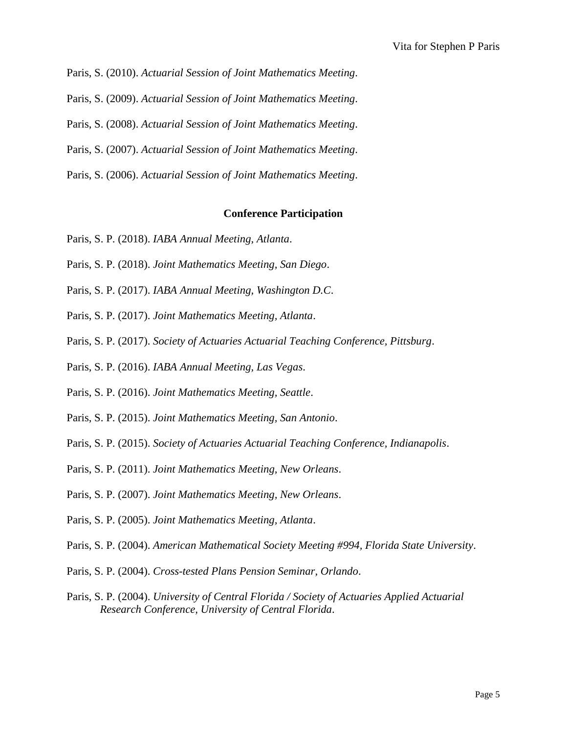Paris, S. (2010). *Actuarial Session of Joint Mathematics Meeting*.

Paris, S. (2009). *Actuarial Session of Joint Mathematics Meeting*.

Paris, S. (2008). *Actuarial Session of Joint Mathematics Meeting*.

Paris, S. (2007). *Actuarial Session of Joint Mathematics Meeting*.

Paris, S. (2006). *Actuarial Session of Joint Mathematics Meeting*.

## Conference Participation

Paris, S. P. (2018). *IABA Annual Meeting, Atlanta*.

Paris, S. P. (2018). *Joint Mathematics Meeting, San Diego*.

Paris, S. P. (2017). *IABA Annual Meeting, Washington D.C.*

Paris, S. P. (2017). *Joint Mathematics Meeting, Atlanta*.

Paris, S. P. (2017). *Society of Actuaries Actuarial Teaching Conference, Pittsburg*.

Paris, S. P. (2016). *IABA Annual Meeting, Las Vegas*.

Paris, S. P. (2016). *Joint Mathematics Meeting, Seattle*.

Paris, S. P. (2015). *Joint Mathematics Meeting, San Antonio*.

Paris, S. P. (2015). *Society of Actuaries Actuarial Teaching Conference, Indianapolis*.

Paris, S. P. (2011). *Joint Mathematics Meeting, New Orleans*.

Paris, S. P. (2007). *Joint Mathematics Meeting, New Orleans*.

Paris, S. P. (2005). *Joint Mathematics Meeting, Atlanta*.

Paris, S. P. (2004). *American Mathematical Society Meeting #994, Florida State University*.

Paris, S. P. (2004). *Cross-tested Plans Pension Seminar, Orlando*.

Paris, S. P. (2004). *University of Central Florida / Society of Actuaries Applied Actuarial Research Conference, University of Central Florida*.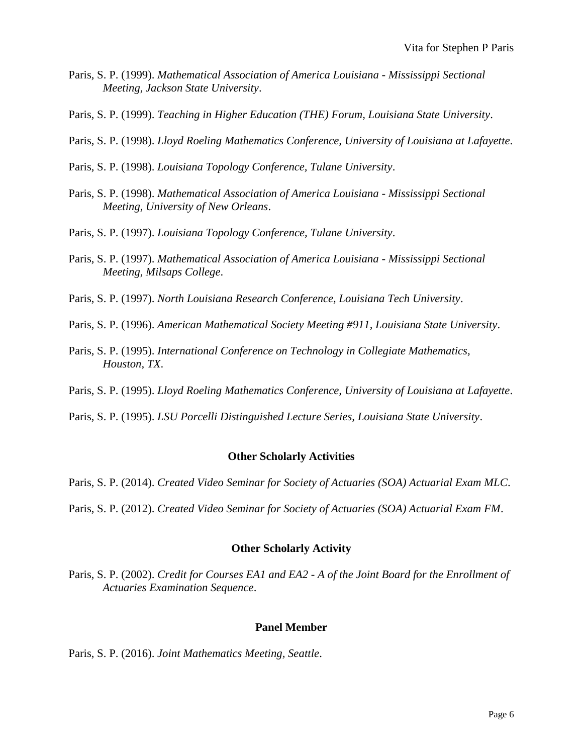Paris, S. P. (1999). *Mathematical Association of America Louisiana - Mississippi Sectional Meeting, Jackson State University*.

Paris, S. P. (1999). *Teaching in Higher Education (THE) Forum, Louisiana State University*.

Paris, S. P. (1998). *Lloyd Roeling Mathematics Conference, University of Louisiana at Lafayette*.

Paris, S. P. (1998). *Louisiana Topology Conference, Tulane University*.

Paris, S. P. (1998). *Mathematical Association of America Louisiana - Mississippi Sectional Meeting, University of New Orleans*.

Paris, S. P. (1997). *Louisiana Topology Conference, Tulane University*.

Paris, S. P. (1997). *Mathematical Association of America Louisiana - Mississippi Sectional Meeting, Milsaps College*.

Paris, S. P. (1997). *North Louisiana Research Conference, Louisiana Tech University*.

Paris, S. P. (1996). *American Mathematical Society Meeting #911, Louisiana State University*.

Paris, S. P. (1995). *International Conference on Technology in Collegiate Mathematics, Houston, TX*.

Paris, S. P. (1995). *Lloyd Roeling Mathematics Conference, University of Louisiana at Lafayette*.

Paris, S. P. (1995). *LSU Porcelli Distinguished Lecture Series, Louisiana State University*.

## Other Scholarly Activities

Paris, S. P. (2014). *Created Video Seminar for Society of Actuaries (SOA) Actuarial Exam MLC*.

Paris, S. P. (2012). *Created Video Seminar for Society of Actuaries (SOA) Actuarial Exam FM*.

## Other Scholarly Activity

Paris, S. P. (2002). *Credit for Courses EA1 and EA2 - A of the Joint Board for the Enrollment of Actuaries Examination Sequence*.

## Panel Member

Paris, S. P. (2016). *Joint Mathematics Meeting, Seattle*.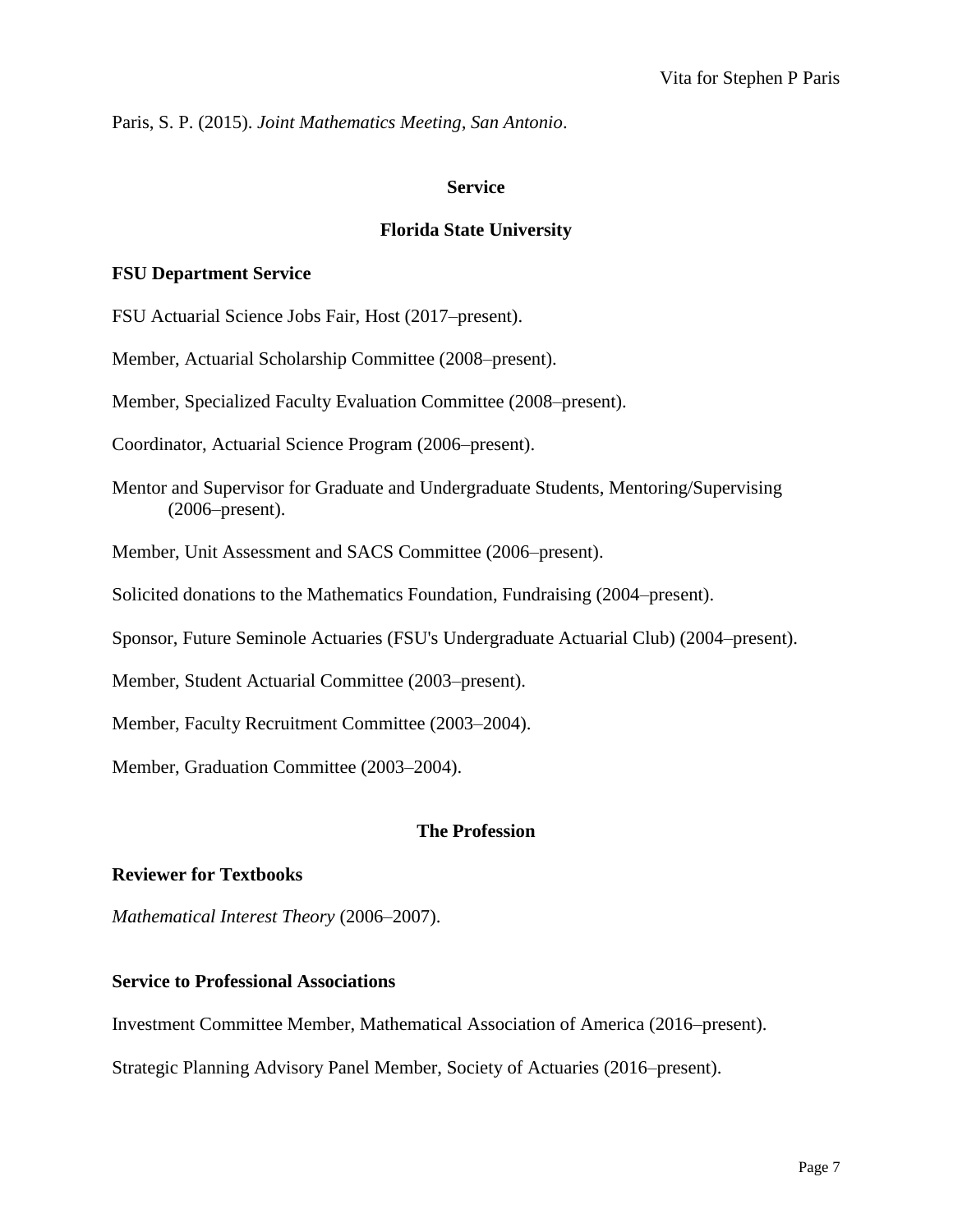Paris, S. P. (2015). *Joint Mathematics Meeting, San Antonio*.

## Service

## Florida State University

### FSU Department Service

FSU Actuarial Science Jobs Fair, Host (2017–present).

Member, Actuarial Scholarship Committee (2008–present).

Member, Specialized Faculty Evaluation Committee (2008–present).

Coordinator, Actuarial Science Program (2006–present).

Mentor and Supervisor for Graduate and Undergraduate Students, Mentoring/Supervising (2006–present).

Member, Unit Assessment and SACS Committee (2006–present).

Solicited donations to the Mathematics Foundation, Fundraising (2004–present).

Sponsor, Future Seminole Actuaries (FSU's Undergraduate Actuarial Club) (2004–present).

Member, Student Actuarial Committee (2003–present).

Member, Faculty Recruitment Committee (2003–2004).

Member, Graduation Committee (2003–2004).

## The Profession

### Reviewer for Textbooks

*Mathematical Interest Theory* (2006–2007).

### Service to Professional Associations

Investment Committee Member, Mathematical Association of America (2016–present).

Strategic Planning Advisory Panel Member, Society of Actuaries (2016–present).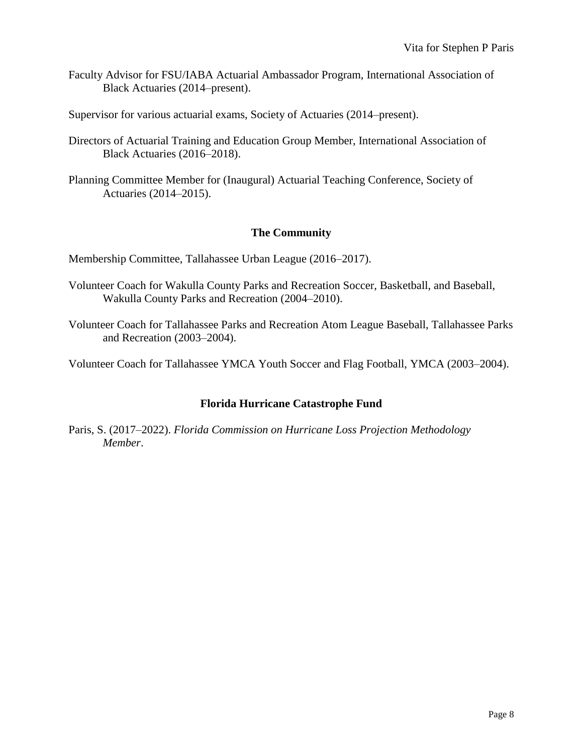Faculty Advisor for FSU/IABA Actuarial Ambassador Program, International Association of Black Actuaries (2014–present).

Supervisor for various actuarial exams, Society of Actuaries (2014–present).

Directors of Actuarial Training and Education Group Member, International Association of Black Actuaries (2016–2018).

Planning Committee Member for (Inaugural) Actuarial Teaching Conference, Society of Actuaries (2014–2015).

### The Community

Membership Committee, Tallahassee Urban League (2016–2017).

Volunteer Coach for Wakulla County Parks and Recreation Soccer, Basketball, and Baseball, Wakulla County Parks and Recreation (2004–2010).

Volunteer Coach for Tallahassee Parks and Recreation Atom League Baseball, Tallahassee Parks and Recreation (2003–2004).

Volunteer Coach for Tallahassee YMCA Youth Soccer and Flag Football, YMCA (2003–2004).

### Florida Hurricane Catastrophe Fund

Paris, S. (2017–2022). *Florida Commission on Hurricane Loss Projection Methodology Member*.